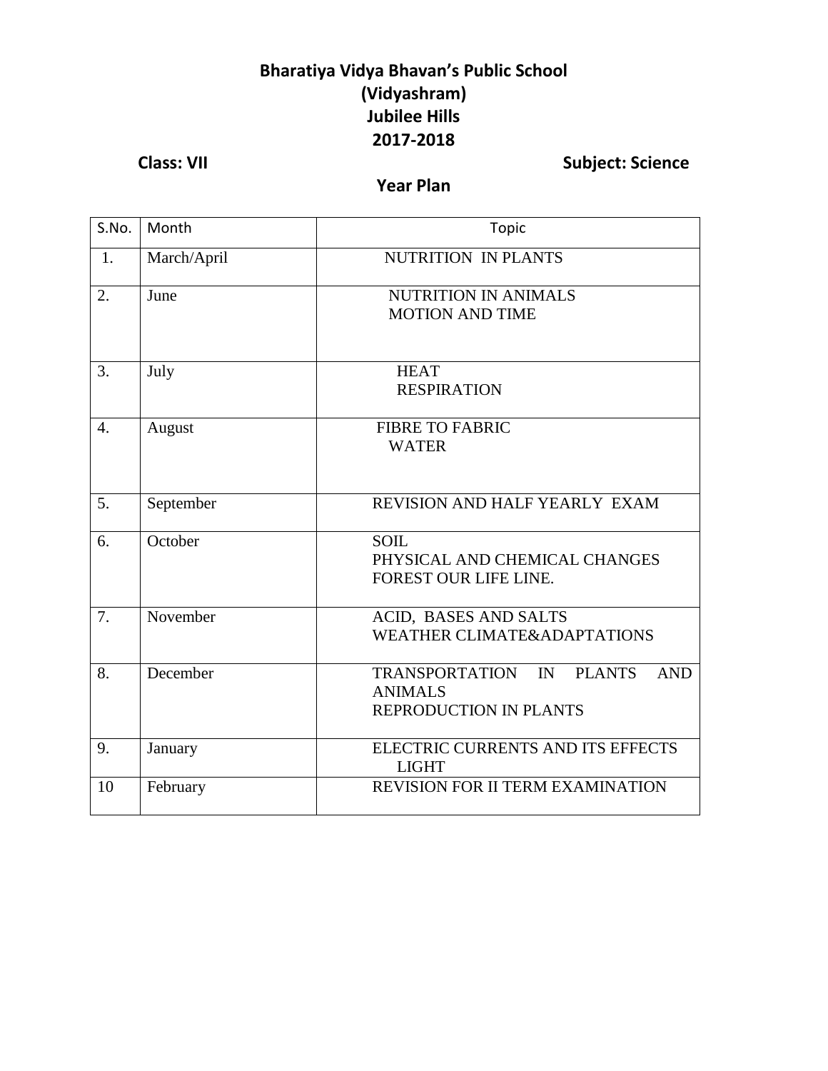# Bharatiya Vidya Bhavan's Public School
# (Vidyashram)
# Jubilee Hills
# 2017-2018

**Class: VII** **Subject: Science**

## Year Plan

| S.No. | Month | Topic |
|---|---|---|
| 1. | March/April | NUTRITION IN PLANTS |
| 2. | June | NUTRITION IN ANIMALS<br>MOTION AND TIME |
| 3. | July | HEAT<br>RESPIRATION |
| 4. | August | FIBRE TO FABRIC<br>WATER |
| 5. | September | REVISION AND HALF YEARLY EXAM |
| 6. | October | SOIL<br>PHYSICAL AND CHEMICAL CHANGES<br>FOREST OUR LIFE LINE. |
| 7. | November | ACID, BASES AND SALTS<br>WEATHER CLIMATE&ADAPTATIONS |
| 8. | December | TRANSPORTATION IN PLANTS AND ANIMALS<br>REPRODUCTION IN PLANTS |
| 9. | January | ELECTRIC CURRENTS AND ITS EFFECTS<br>LIGHT |
| 10 | February | REVISION FOR II TERM EXAMINATION |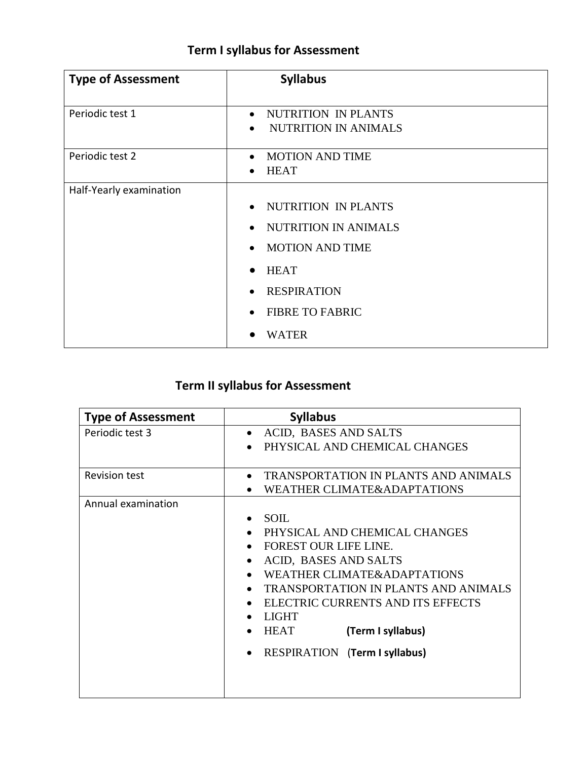## Term I syllabus for Assessment

| Type of Assessment | Syllabus |
|---|---|
| Periodic test 1 | • NUTRITION IN PLANTS<br>• NUTRITION IN ANIMALS |
| Periodic test 2 | • MOTION AND TIME<br>• HEAT |
| Half-Yearly examination | • NUTRITION IN PLANTS<br>• NUTRITION IN ANIMALS<br>• MOTION AND TIME<br>• HEAT<br>• RESPIRATION<br>• FIBRE TO FABRIC<br>• WATER |

## Term II syllabus for Assessment

| Type of Assessment | Syllabus |
|---|---|
| Periodic test 3 | • ACID, BASES AND SALTS<br>• PHYSICAL AND CHEMICAL CHANGES |
| Revision test | • TRANSPORTATION IN PLANTS AND ANIMALS<br>• WEATHER CLIMATE&ADAPTATIONS |
| Annual examination | • SOIL<br>• PHYSICAL AND CHEMICAL CHANGES<br>• FOREST OUR LIFE LINE.<br>• ACID, BASES AND SALTS<br>• WEATHER CLIMATE&ADAPTATIONS<br>• TRANSPORTATION IN PLANTS AND ANIMALS<br>• ELECTRIC CURRENTS AND ITS EFFECTS<br>• LIGHT<br>• HEAT **(Term I syllabus)**<br>• RESPIRATION (**Term I syllabus)** |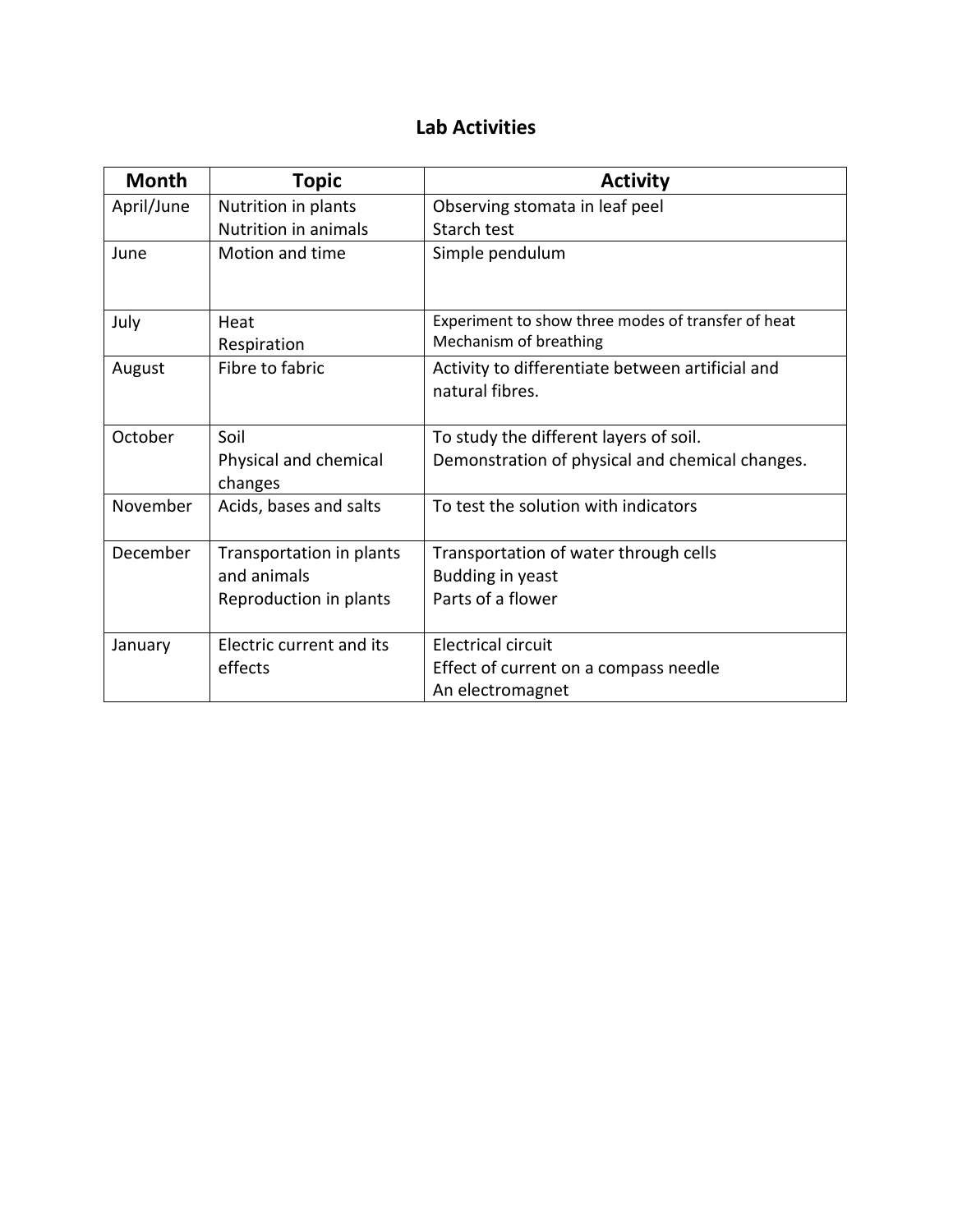# Lab Activities

| Month | Topic | Activity |
|---|---|---|
| April/June | Nutrition in plants<br>Nutrition in animals | Observing stomata in leaf peel<br>Starch test |
| June | Motion and time | Simple pendulum |
| July | Heat<br>Respiration | Experiment to show three modes of transfer of heat<br>Mechanism of breathing |
| August | Fibre to fabric | Activity to differentiate between artificial and natural fibres. |
| October | Soil<br>Physical and chemical changes | To study the different layers of soil.<br>Demonstration of physical and chemical changes. |
| November | Acids, bases and salts | To test the solution with indicators |
| December | Transportation in plants and animals<br>Reproduction in plants | Transportation of water through cells<br>Budding in yeast<br>Parts of a flower |
| January | Electric current and its effects | Electrical circuit<br>Effect of current on a compass needle<br>An electromagnet |